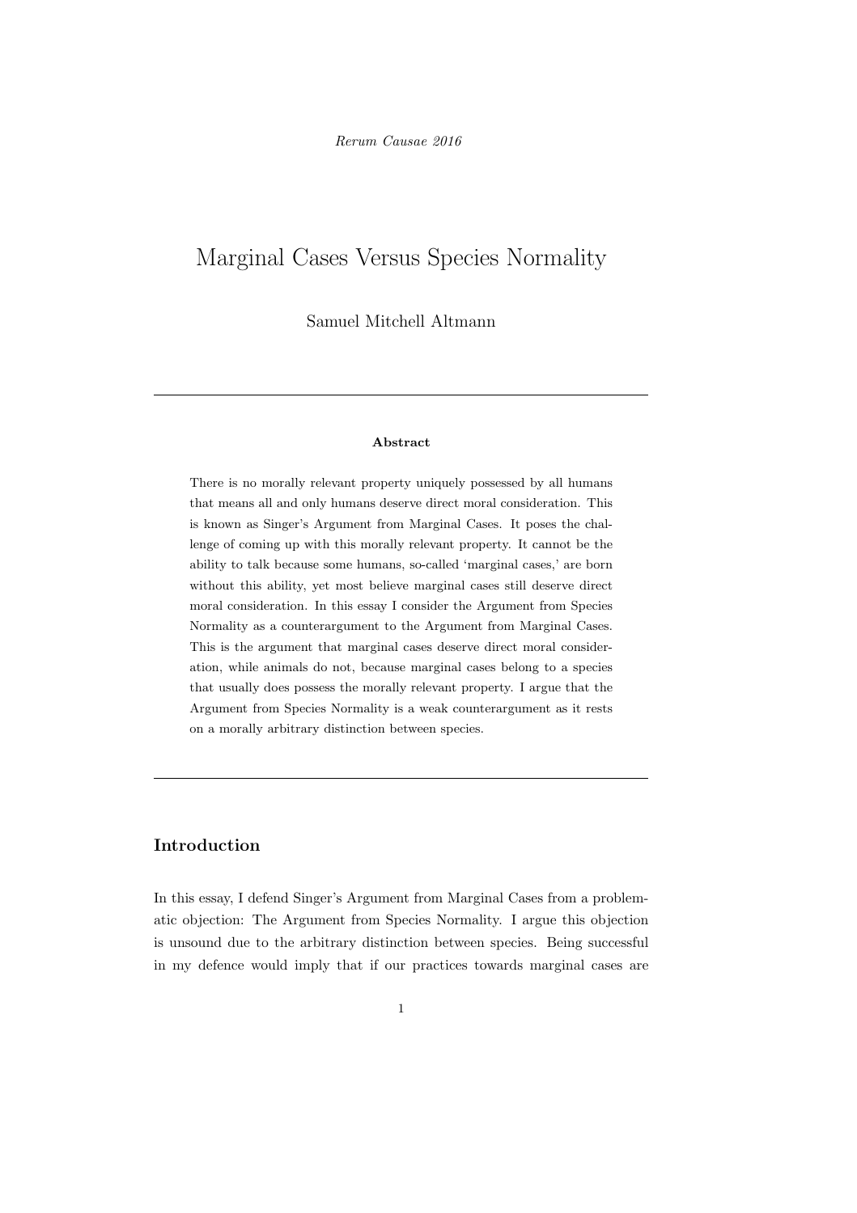# Marginal Cases Versus Species Normality

Samuel Mitchell Altmann

---

**Abstract**

There is no morally relevant property uniquely possessed by all humans that means all and only humans deserve direct moral consideration. This is known as Singer's Argument from Marginal Cases. It poses the challenge of coming up with this morally relevant property. It cannot be the ability to talk because some humans, so-called 'marginal cases,' are born without this ability, yet most believe marginal cases still deserve direct moral consideration. In this essay I consider the Argument from Species Normality as a counterargument to the Argument from Marginal Cases. This is the argument that marginal cases deserve direct moral consideration, while animals do not, because marginal cases belong to a species that usually does possess the morally relevant property. I argue that the Argument from Species Normality is a weak counterargument as it rests on a morally arbitrary distinction between species.

---

## Introduction

In this essay, I defend Singer's Argument from Marginal Cases from a problematic objection: The Argument from Species Normality. I argue this objection is unsound due to the arbitrary distinction between species. Being successful in my defence would imply that if our practices towards marginal cases are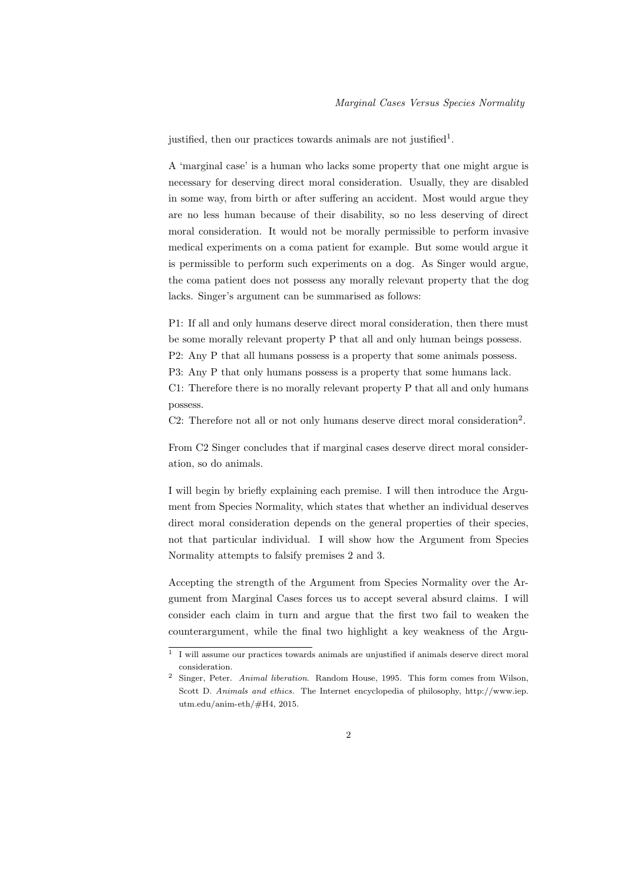justified, then our practices towards animals are not justified[1].

A 'marginal case' is a human who lacks some property that one might argue is necessary for deserving direct moral consideration. Usually, they are disabled in some way, from birth or after suffering an accident. Most would argue they are no less human because of their disability, so no less deserving of direct moral consideration. It would not be morally permissible to perform invasive medical experiments on a coma patient for example. But some would argue it is permissible to perform such experiments on a dog. As Singer would argue, the coma patient does not possess any morally relevant property that the dog lacks. Singer's argument can be summarised as follows:

P1: If all and only humans deserve direct moral consideration, then there must be some morally relevant property P that all and only human beings possess.
P2: Any P that all humans possess is a property that some animals possess.
P3: Any P that only humans possess is a property that some humans lack.
C1: Therefore there is no morally relevant property P that all and only humans possess.
C2: Therefore not all or not only humans deserve direct moral consideration[2].

From C2 Singer concludes that if marginal cases deserve direct moral consideration, so do animals.

I will begin by briefly explaining each premise. I will then introduce the Argument from Species Normality, which states that whether an individual deserves direct moral consideration depends on the general properties of their species, not that particular individual. I will show how the Argument from Species Normality attempts to falsify premises 2 and 3.

Accepting the strength of the Argument from Species Normality over the Argument from Marginal Cases forces us to accept several absurd claims. I will consider each claim in turn and argue that the first two fail to weaken the counterargument, while the final two highlight a key weakness of the Argu-

[1] I will assume our practices towards animals are unjustified if animals deserve direct moral consideration.

[2] Singer, Peter. *Animal liberation*. Random House, 1995. This form comes from Wilson, Scott D. *Animals and ethics*. The Internet encyclopedia of philosophy, http://www.iep.utm.edu/anim-eth/#H4, 2015.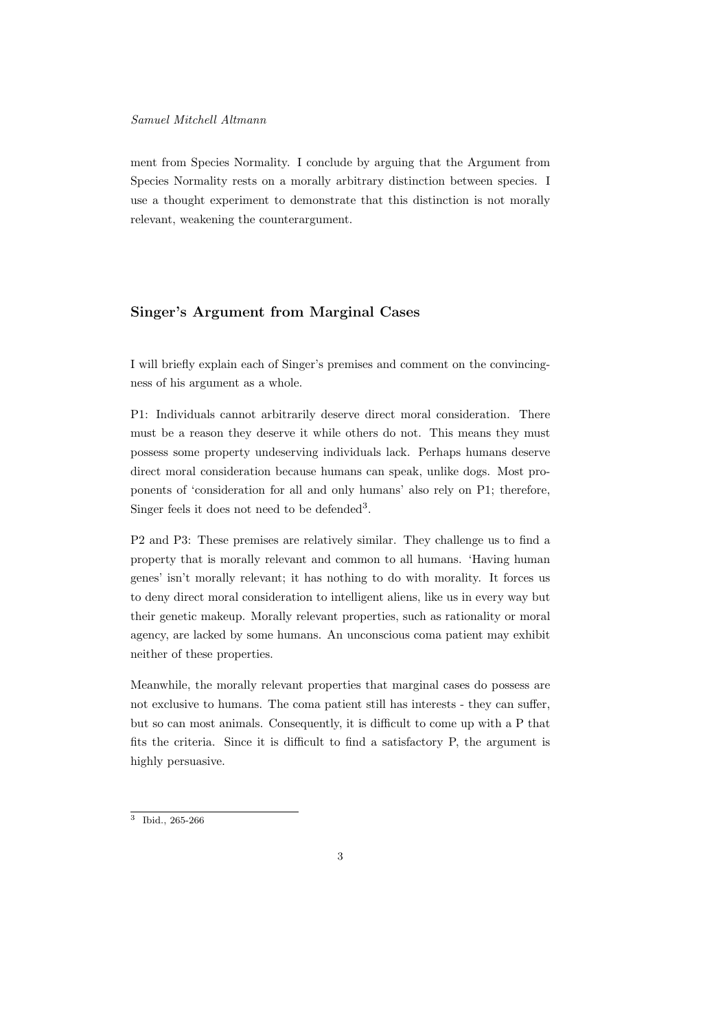ment from Species Normality. I conclude by arguing that the Argument from Species Normality rests on a morally arbitrary distinction between species. I use a thought experiment to demonstrate that this distinction is not morally relevant, weakening the counterargument.

## Singer's Argument from Marginal Cases

I will briefly explain each of Singer's premises and comment on the convincingness of his argument as a whole.

P1: Individuals cannot arbitrarily deserve direct moral consideration. There must be a reason they deserve it while others do not. This means they must possess some property undeserving individuals lack. Perhaps humans deserve direct moral consideration because humans can speak, unlike dogs. Most proponents of 'consideration for all and only humans' also rely on P1; therefore, Singer feels it does not need to be defended[3].

P2 and P3: These premises are relatively similar. They challenge us to find a property that is morally relevant and common to all humans. 'Having human genes' isn't morally relevant; it has nothing to do with morality. It forces us to deny direct moral consideration to intelligent aliens, like us in every way but their genetic makeup. Morally relevant properties, such as rationality or moral agency, are lacked by some humans. An unconscious coma patient may exhibit neither of these properties.

Meanwhile, the morally relevant properties that marginal cases do possess are not exclusive to humans. The coma patient still has interests - they can suffer, but so can most animals. Consequently, it is difficult to come up with a P that fits the criteria. Since it is difficult to find a satisfactory P, the argument is highly persuasive.

[3] Ibid., 265-266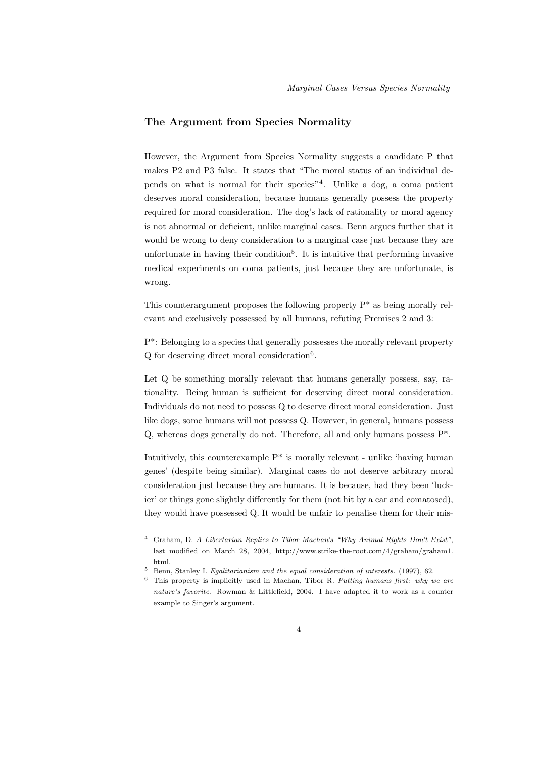## The Argument from Species Normality

However, the Argument from Species Normality suggests a candidate P that makes P2 and P3 false. It states that "The moral status of an individual depends on what is normal for their species"[4]. Unlike a dog, a coma patient deserves moral consideration, because humans generally possess the property required for moral consideration. The dog's lack of rationality or moral agency is not abnormal or deficient, unlike marginal cases. Benn argues further that it would be wrong to deny consideration to a marginal case just because they are unfortunate in having their condition[5]. It is intuitive that performing invasive medical experiments on coma patients, just because they are unfortunate, is wrong.

This counterargument proposes the following property P* as being morally relevant and exclusively possessed by all humans, refuting Premises 2 and 3:

P*: Belonging to a species that generally possesses the morally relevant property Q for deserving direct moral consideration[6].

Let Q be something morally relevant that humans generally possess, say, rationality. Being human is sufficient for deserving direct moral consideration. Individuals do not need to possess Q to deserve direct moral consideration. Just like dogs, some humans will not possess Q. However, in general, humans possess Q, whereas dogs generally do not. Therefore, all and only humans possess P*.

Intuitively, this counterexample P* is morally relevant - unlike 'having human genes' (despite being similar). Marginal cases do not deserve arbitrary moral consideration just because they are humans. It is because, had they been 'luckier' or things gone slightly differently for them (not hit by a car and comatosed), they would have possessed Q. It would be unfair to penalise them for their mis-

---

[4] Graham, D. *A Libertarian Replies to Tibor Machan's "Why Animal Rights Don't Exist"*, last modified on March 28, 2004, http://www.strike-the-root.com/4/graham/graham1.html.

[5] Benn, Stanley I. *Egalitarianism and the equal consideration of interests.* (1997), 62.

[6] This property is implicitly used in Machan, Tibor R. *Putting humans first: why we are nature's favorite.* Rowman & Littlefield, 2004. I have adapted it to work as a counter example to Singer's argument.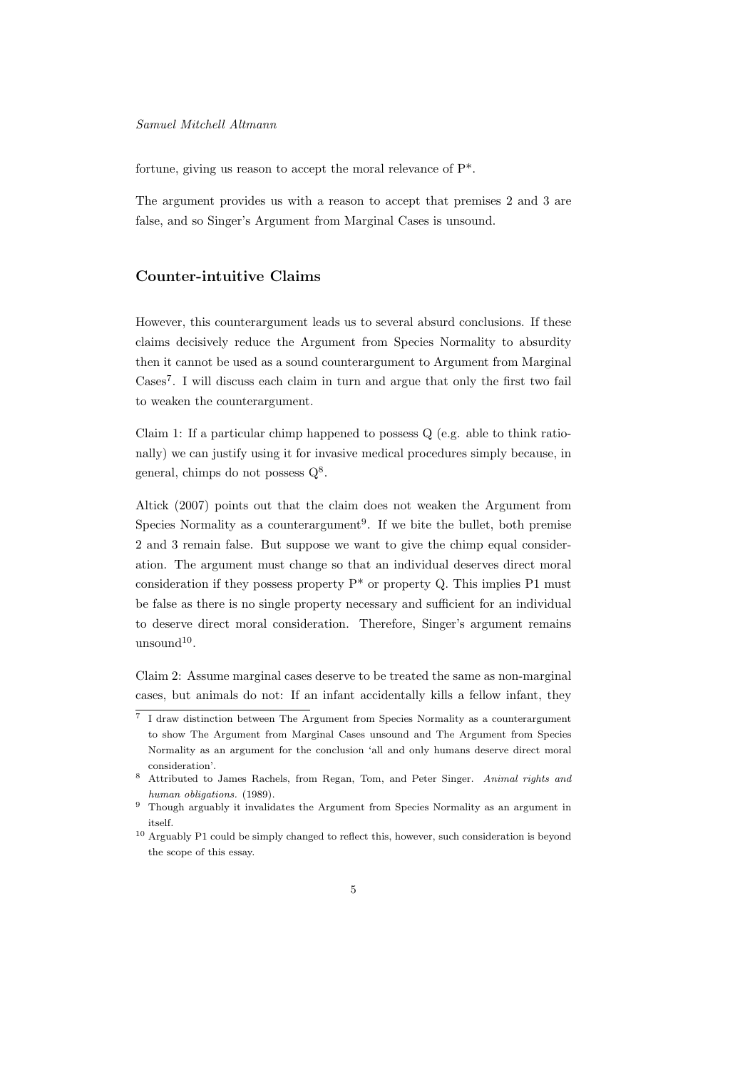fortune, giving us reason to accept the moral relevance of P*.

The argument provides us with a reason to accept that premises 2 and 3 are false, and so Singer's Argument from Marginal Cases is unsound.

## Counter-intuitive Claims

However, this counterargument leads us to several absurd conclusions. If these claims decisively reduce the Argument from Species Normality to absurdity then it cannot be used as a sound counterargument to Argument from Marginal Cases[7]. I will discuss each claim in turn and argue that only the first two fail to weaken the counterargument.

Claim 1: If a particular chimp happened to possess Q (e.g. able to think rationally) we can justify using it for invasive medical procedures simply because, in general, chimps do not possess Q[8].

Altick (2007) points out that the claim does not weaken the Argument from Species Normality as a counterargument[9]. If we bite the bullet, both premise 2 and 3 remain false. But suppose we want to give the chimp equal consideration. The argument must change so that an individual deserves direct moral consideration if they possess property P* or property Q. This implies P1 must be false as there is no single property necessary and sufficient for an individual to deserve direct moral consideration. Therefore, Singer's argument remains unsound[10].

Claim 2: Assume marginal cases deserve to be treated the same as non-marginal cases, but animals do not: If an infant accidentally kills a fellow infant, they

---

[7] I draw distinction between The Argument from Species Normality as a counterargument to show The Argument from Marginal Cases unsound and The Argument from Species Normality as an argument for the conclusion 'all and only humans deserve direct moral consideration'.

[8] Attributed to James Rachels, from Regan, Tom, and Peter Singer. *Animal rights and human obligations.* (1989).

[9] Though arguably it invalidates the Argument from Species Normality as an argument in itself.

[10] Arguably P1 could be simply changed to reflect this, however, such consideration is beyond the scope of this essay.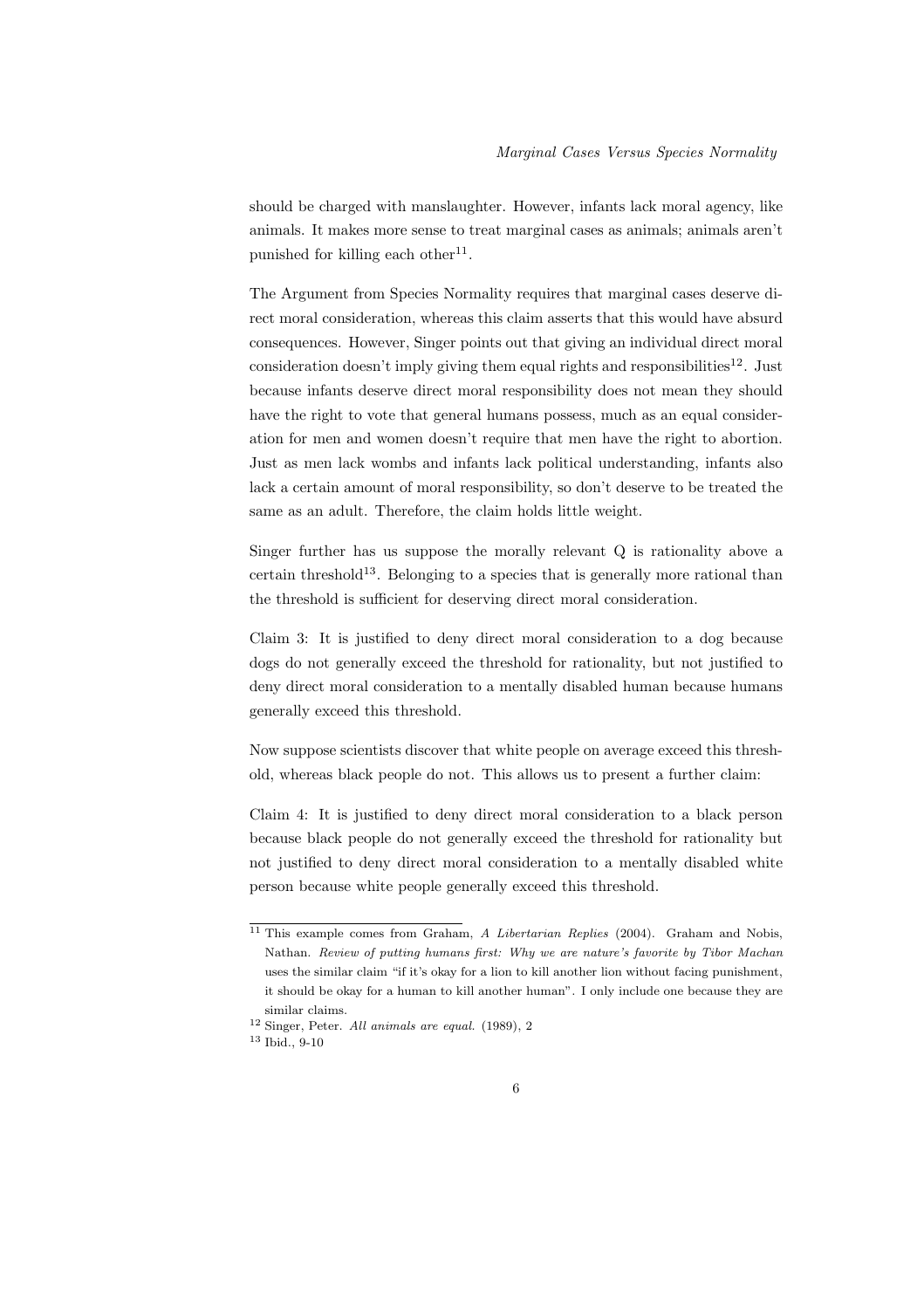should be charged with manslaughter. However, infants lack moral agency, like animals. It makes more sense to treat marginal cases as animals; animals aren't punished for killing each other[11].

The Argument from Species Normality requires that marginal cases deserve direct moral consideration, whereas this claim asserts that this would have absurd consequences. However, Singer points out that giving an individual direct moral consideration doesn't imply giving them equal rights and responsibilities[12]. Just because infants deserve direct moral responsibility does not mean they should have the right to vote that general humans possess, much as an equal consideration for men and women doesn't require that men have the right to abortion. Just as men lack wombs and infants lack political understanding, infants also lack a certain amount of moral responsibility, so don't deserve to be treated the same as an adult. Therefore, the claim holds little weight.

Singer further has us suppose the morally relevant Q is rationality above a certain threshold[13]. Belonging to a species that is generally more rational than the threshold is sufficient for deserving direct moral consideration.

Claim 3: It is justified to deny direct moral consideration to a dog because dogs do not generally exceed the threshold for rationality, but not justified to deny direct moral consideration to a mentally disabled human because humans generally exceed this threshold.

Now suppose scientists discover that white people on average exceed this threshold, whereas black people do not. This allows us to present a further claim:

Claim 4: It is justified to deny direct moral consideration to a black person because black people do not generally exceed the threshold for rationality but not justified to deny direct moral consideration to a mentally disabled white person because white people generally exceed this threshold.

---

[11] This example comes from Graham, *A Libertarian Replies* (2004). Graham and Nobis, Nathan. *Review of putting humans first: Why we are nature's favorite by Tibor Machan* uses the similar claim "if it's okay for a lion to kill another lion without facing punishment, it should be okay for a human to kill another human". I only include one because they are similar claims.

[12] Singer, Peter. *All animals are equal.* (1989), 2

[13] Ibid., 9-10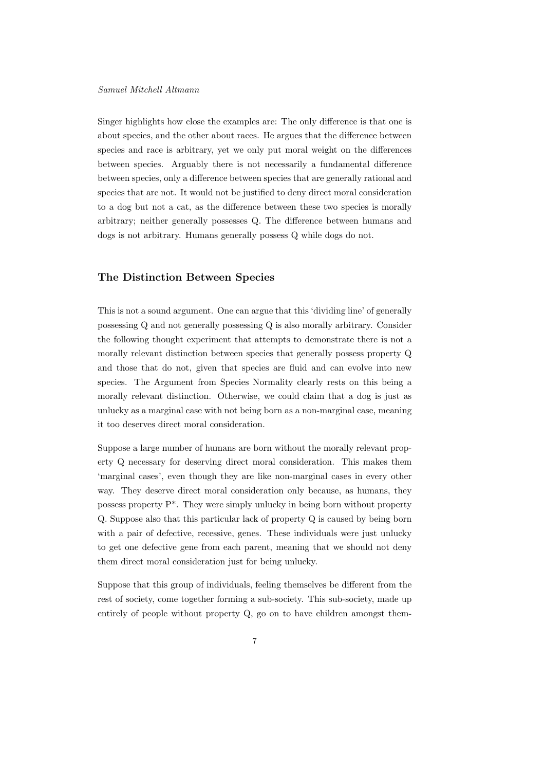Singer highlights how close the examples are: The only difference is that one is about species, and the other about races. He argues that the difference between species and race is arbitrary, yet we only put moral weight on the differences between species. Arguably there is not necessarily a fundamental difference between species, only a difference between species that are generally rational and species that are not. It would not be justified to deny direct moral consideration to a dog but not a cat, as the difference between these two species is morally arbitrary; neither generally possesses Q. The difference between humans and dogs is not arbitrary. Humans generally possess Q while dogs do not.

## The Distinction Between Species

This is not a sound argument. One can argue that this 'dividing line' of generally possessing Q and not generally possessing Q is also morally arbitrary. Consider the following thought experiment that attempts to demonstrate there is not a morally relevant distinction between species that generally possess property Q and those that do not, given that species are fluid and can evolve into new species. The Argument from Species Normality clearly rests on this being a morally relevant distinction. Otherwise, we could claim that a dog is just as unlucky as a marginal case with not being born as a non-marginal case, meaning it too deserves direct moral consideration.

Suppose a large number of humans are born without the morally relevant property Q necessary for deserving direct moral consideration. This makes them 'marginal cases', even though they are like non-marginal cases in every other way. They deserve direct moral consideration only because, as humans, they possess property P*. They were simply unlucky in being born without property Q. Suppose also that this particular lack of property Q is caused by being born with a pair of defective, recessive, genes. These individuals were just unlucky to get one defective gene from each parent, meaning that we should not deny them direct moral consideration just for being unlucky.

Suppose that this group of individuals, feeling themselves be different from the rest of society, come together forming a sub-society. This sub-society, made up entirely of people without property Q, go on to have children amongst them-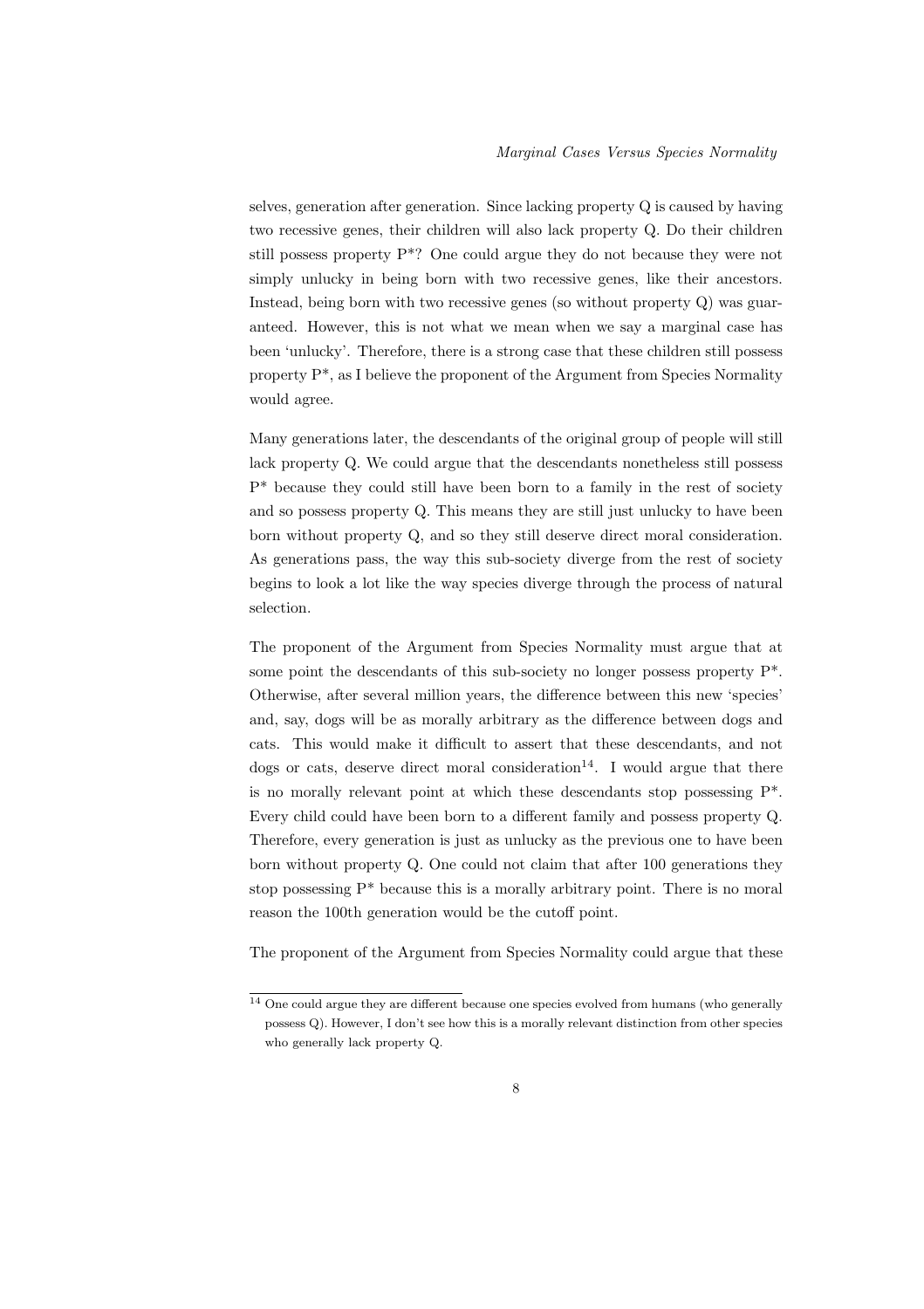selves, generation after generation. Since lacking property Q is caused by having two recessive genes, their children will also lack property Q. Do their children still possess property P*? One could argue they do not because they were not simply unlucky in being born with two recessive genes, like their ancestors. Instead, being born with two recessive genes (so without property Q) was guaranteed. However, this is not what we mean when we say a marginal case has been 'unlucky'. Therefore, there is a strong case that these children still possess property P*, as I believe the proponent of the Argument from Species Normality would agree.

Many generations later, the descendants of the original group of people will still lack property Q. We could argue that the descendants nonetheless still possess P* because they could still have been born to a family in the rest of society and so possess property Q. This means they are still just unlucky to have been born without property Q, and so they still deserve direct moral consideration. As generations pass, the way this sub-society diverge from the rest of society begins to look a lot like the way species diverge through the process of natural selection.

The proponent of the Argument from Species Normality must argue that at some point the descendants of this sub-society no longer possess property P*. Otherwise, after several million years, the difference between this new 'species' and, say, dogs will be as morally arbitrary as the difference between dogs and cats. This would make it difficult to assert that these descendants, and not dogs or cats, deserve direct moral consideration[14]. I would argue that there is no morally relevant point at which these descendants stop possessing P*. Every child could have been born to a different family and possess property Q. Therefore, every generation is just as unlucky as the previous one to have been born without property Q. One could not claim that after 100 generations they stop possessing P* because this is a morally arbitrary point. There is no moral reason the 100th generation would be the cutoff point.

The proponent of the Argument from Species Normality could argue that these

---

[14] One could argue they are different because one species evolved from humans (who generally possess Q). However, I don't see how this is a morally relevant distinction from other species who generally lack property Q.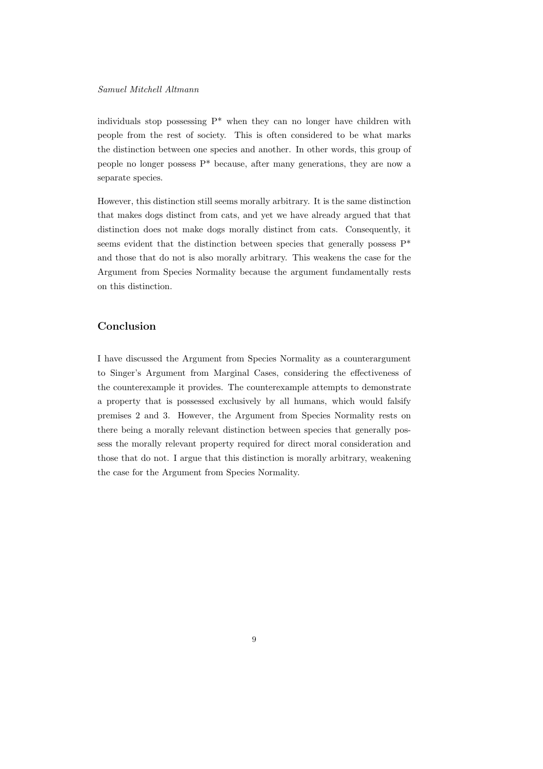individuals stop possessing P* when they can no longer have children with people from the rest of society. This is often considered to be what marks the distinction between one species and another. In other words, this group of people no longer possess P* because, after many generations, they are now a separate species.

However, this distinction still seems morally arbitrary. It is the same distinction that makes dogs distinct from cats, and yet we have already argued that that distinction does not make dogs morally distinct from cats. Consequently, it seems evident that the distinction between species that generally possess P* and those that do not is also morally arbitrary. This weakens the case for the Argument from Species Normality because the argument fundamentally rests on this distinction.

## Conclusion

I have discussed the Argument from Species Normality as a counterargument to Singer's Argument from Marginal Cases, considering the effectiveness of the counterexample it provides. The counterexample attempts to demonstrate a property that is possessed exclusively by all humans, which would falsify premises 2 and 3. However, the Argument from Species Normality rests on there being a morally relevant distinction between species that generally possess the morally relevant property required for direct moral consideration and those that do not. I argue that this distinction is morally arbitrary, weakening the case for the Argument from Species Normality.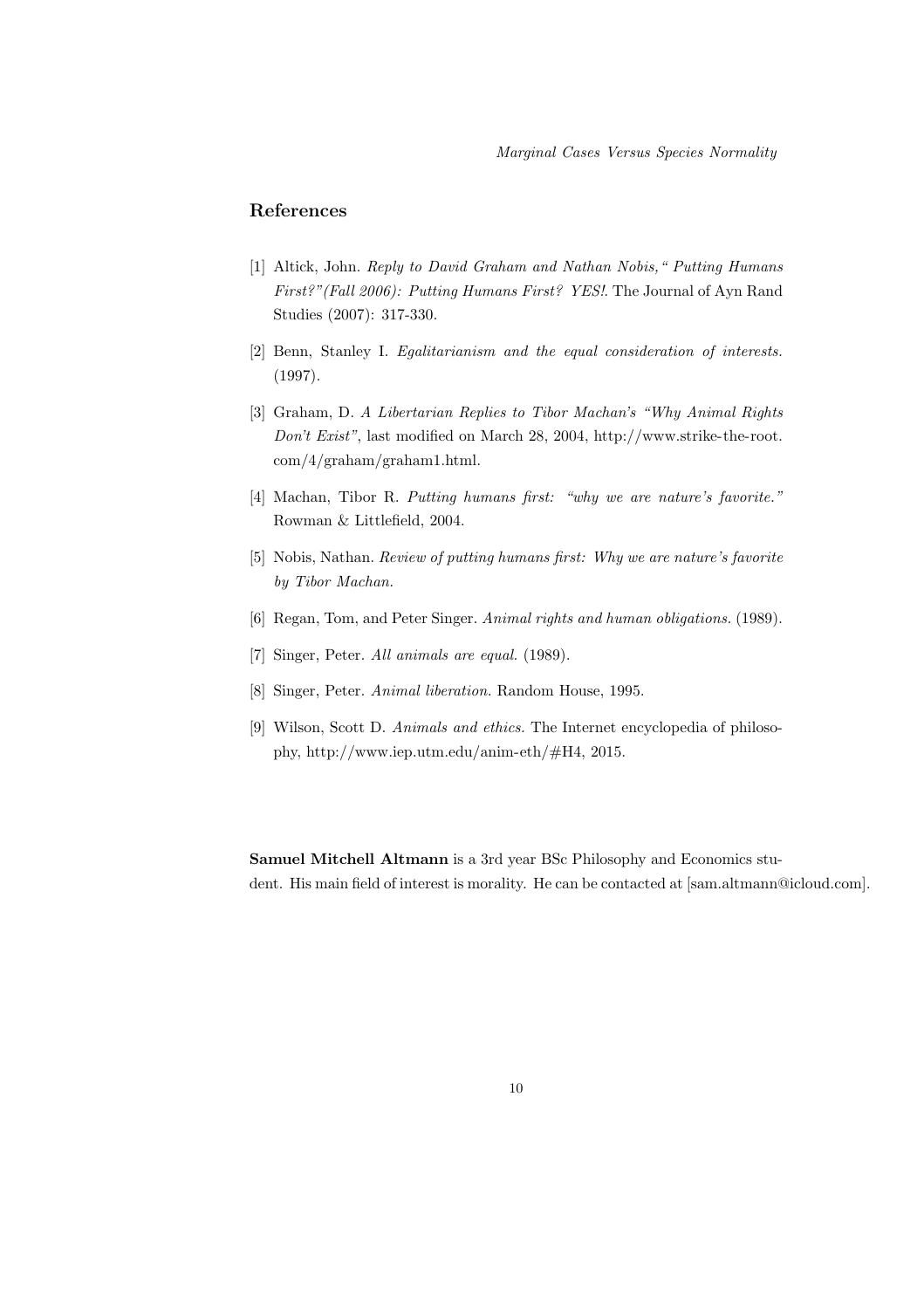## References

[1] Altick, John. *Reply to David Graham and Nathan Nobis," Putting Humans First?"(Fall 2006): Putting Humans First? YES!.* The Journal of Ayn Rand Studies (2007): 317-330.

[2] Benn, Stanley I. *Egalitarianism and the equal consideration of interests.* (1997).

[3] Graham, D. *A Libertarian Replies to Tibor Machan's "Why Animal Rights Don't Exist"*, last modified on March 28, 2004, http://www.strike-the-root.com/4/graham/graham1.html.

[4] Machan, Tibor R. *Putting humans first: "why we are nature's favorite."* Rowman & Littlefield, 2004.

[5] Nobis, Nathan. *Review of putting humans first: Why we are nature's favorite by Tibor Machan.*

[6] Regan, Tom, and Peter Singer. *Animal rights and human obligations.* (1989).

[7] Singer, Peter. *All animals are equal.* (1989).

[8] Singer, Peter. *Animal liberation.* Random House, 1995.

[9] Wilson, Scott D. *Animals and ethics.* The Internet encyclopedia of philosophy, http://www.iep.utm.edu/anim-eth/#H4, 2015.

**Samuel Mitchell Altmann** is a 3rd year BSc Philosophy and Economics student. His main field of interest is morality. He can be contacted at [sam.altmann@icloud.com].